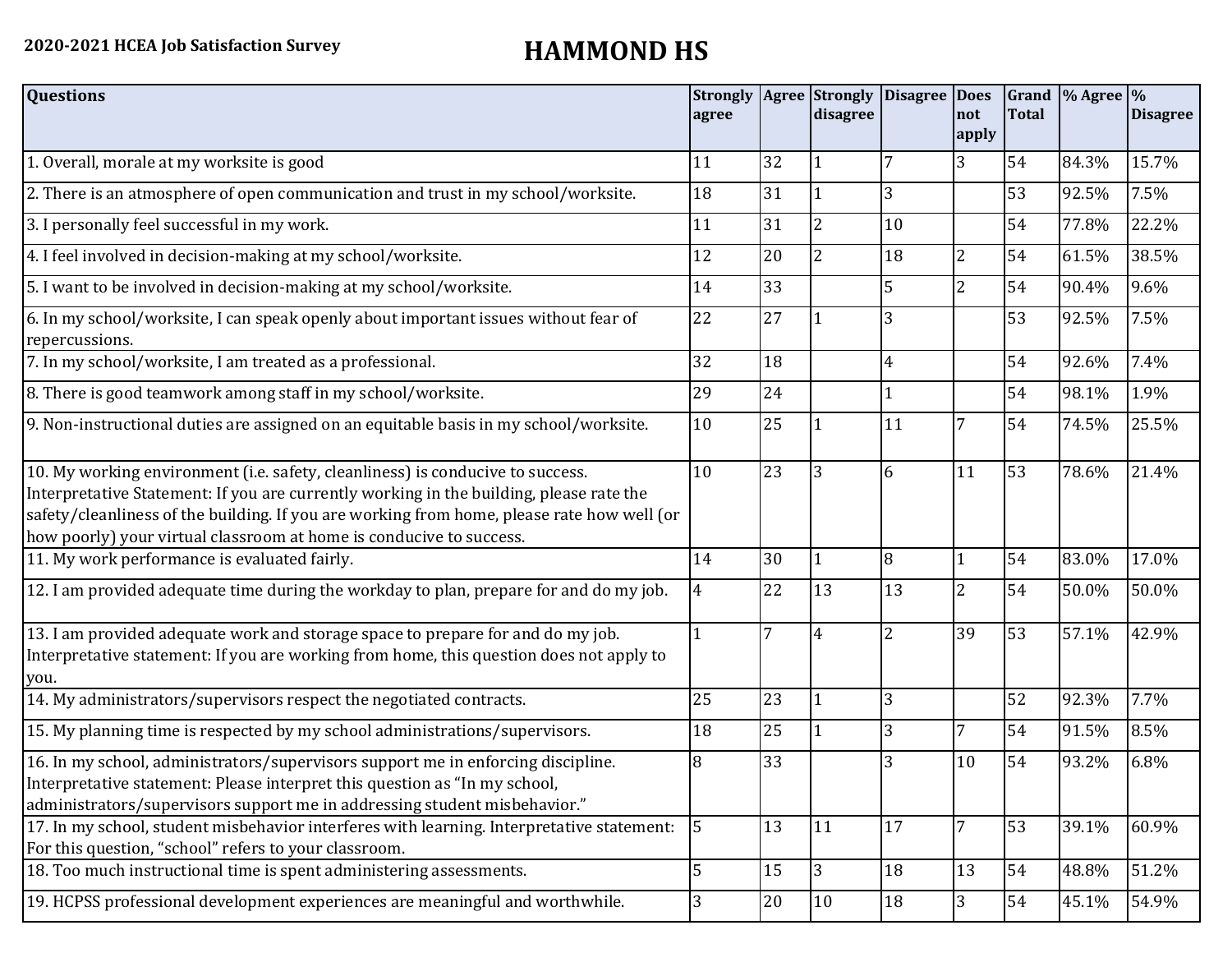**2020-2021 HCEA Job Satisfaction Survey**

# HAMMOND HS

| Questions | Strongly agree | Agree | Strongly disagree | Disagree | Does not apply | Grand Total | % Agree | % Disagree |
|---|---|---|---|---|---|---|---|---|
| 1. Overall, morale at my worksite is good | 11 | 32 | 1 | 7 | 3 | 54 | 84.3% | 15.7% |
| 2. There is an atmosphere of open communication and trust in my school/worksite. | 18 | 31 | 1 | 3 | | 53 | 92.5% | 7.5% |
| 3. I personally feel successful in my work. | 11 | 31 | 2 | 10 | | 54 | 77.8% | 22.2% |
| 4. I feel involved in decision-making at my school/worksite. | 12 | 20 | 2 | 18 | 2 | 54 | 61.5% | 38.5% |
| 5. I want to be involved in decision-making at my school/worksite. | 14 | 33 | | 5 | 2 | 54 | 90.4% | 9.6% |
| 6. In my school/worksite, I can speak openly about important issues without fear of repercussions. | 22 | 27 | 1 | 3 | | 53 | 92.5% | 7.5% |
| 7. In my school/worksite, I am treated as a professional. | 32 | 18 | | 4 | | 54 | 92.6% | 7.4% |
| 8. There is good teamwork among staff in my school/worksite. | 29 | 24 | | 1 | | 54 | 98.1% | 1.9% |
| 9. Non-instructional duties are assigned on an equitable basis in my school/worksite. | 10 | 25 | 1 | 11 | 7 | 54 | 74.5% | 25.5% |
| 10. My working environment (i.e. safety, cleanliness) is conducive to success. Interpretative Statement: If you are currently working in the building, please rate the safety/cleanliness of the building. If you are working from home, please rate how well (or how poorly) your virtual classroom at home is conducive to success. | 10 | 23 | 3 | 6 | 11 | 53 | 78.6% | 21.4% |
| 11. My work performance is evaluated fairly. | 14 | 30 | 1 | 8 | 1 | 54 | 83.0% | 17.0% |
| 12. I am provided adequate time during the workday to plan, prepare for and do my job. | 4 | 22 | 13 | 13 | 2 | 54 | 50.0% | 50.0% |
| 13. I am provided adequate work and storage space to prepare for and do my job. Interpretative statement: If you are working from home, this question does not apply to you. | 1 | 7 | 4 | 2 | 39 | 53 | 57.1% | 42.9% |
| 14. My administrators/supervisors respect the negotiated contracts. | 25 | 23 | 1 | 3 | | 52 | 92.3% | 7.7% |
| 15. My planning time is respected by my school administrations/supervisors. | 18 | 25 | 1 | 3 | 7 | 54 | 91.5% | 8.5% |
| 16. In my school, administrators/supervisors support me in enforcing discipline. Interpretative statement: Please interpret this question as "In my school, administrators/supervisors support me in addressing student misbehavior." | 8 | 33 | | 3 | 10 | 54 | 93.2% | 6.8% |
| 17. In my school, student misbehavior interferes with learning. Interpretative statement: For this question, "school" refers to your classroom. | 5 | 13 | 11 | 17 | 7 | 53 | 39.1% | 60.9% |
| 18. Too much instructional time is spent administering assessments. | 5 | 15 | 3 | 18 | 13 | 54 | 48.8% | 51.2% |
| 19. HCPSS professional development experiences are meaningful and worthwhile. | 3 | 20 | 10 | 18 | 3 | 54 | 45.1% | 54.9% |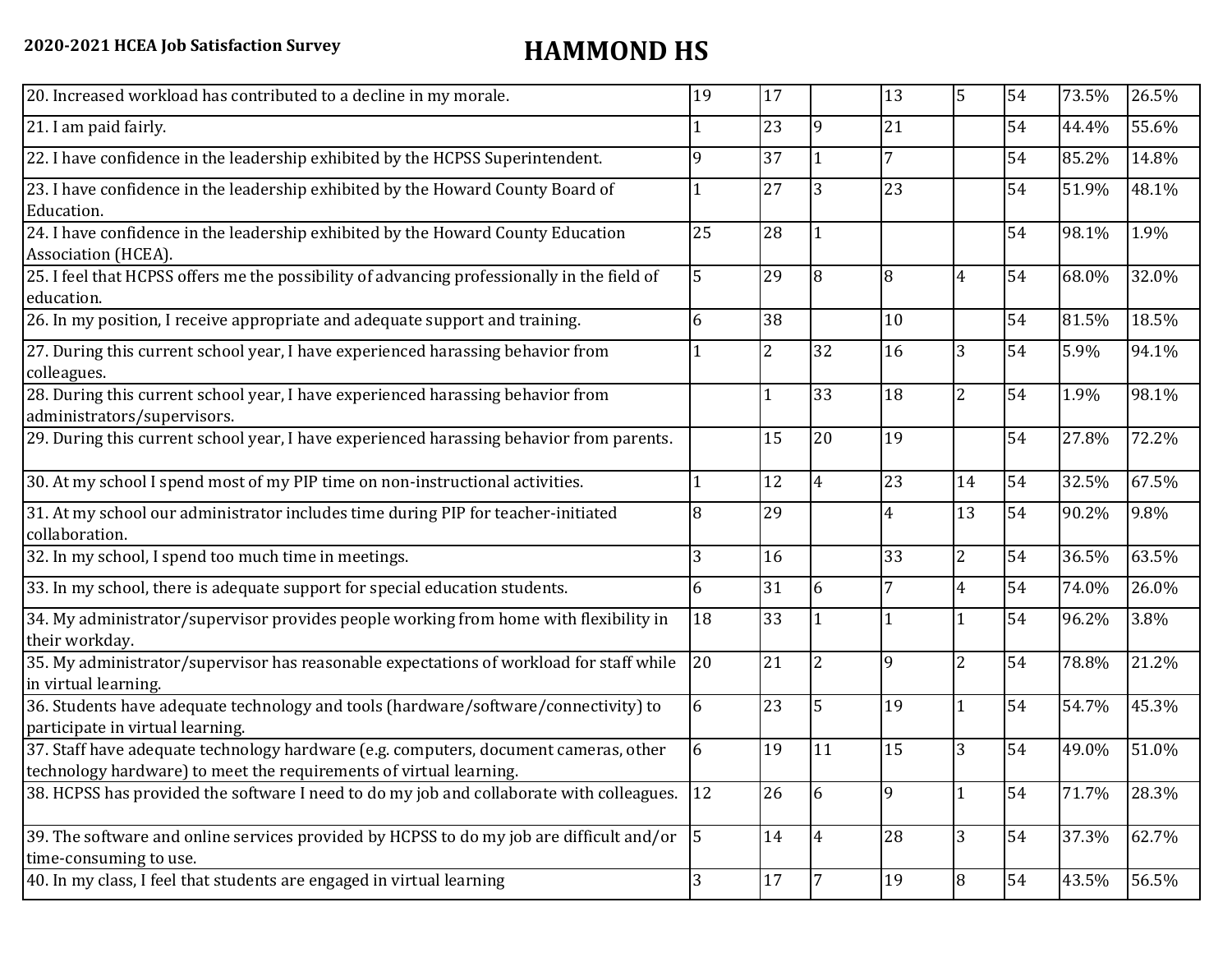**2020-2021 HCEA Job Satisfaction Survey**

# HAMMOND HS

| | | | | | | | | |
|---|---|---|---|---|---|---|---|---|
| 20. Increased workload has contributed to a decline in my morale. | 19 | 17 | | 13 | 5 | 54 | 73.5% | 26.5% |
| 21. I am paid fairly. | 1 | 23 | 9 | 21 | | 54 | 44.4% | 55.6% |
| 22. I have confidence in the leadership exhibited by the HCPSS Superintendent. | 9 | 37 | 1 | 7 | | 54 | 85.2% | 14.8% |
| 23. I have confidence in the leadership exhibited by the Howard County Board of Education. | 1 | 27 | 3 | 23 | | 54 | 51.9% | 48.1% |
| 24. I have confidence in the leadership exhibited by the Howard County Education Association (HCEA). | 25 | 28 | 1 | | | 54 | 98.1% | 1.9% |
| 25. I feel that HCPSS offers me the possibility of advancing professionally in the field of education. | 5 | 29 | 8 | 8 | 4 | 54 | 68.0% | 32.0% |
| 26. In my position, I receive appropriate and adequate support and training. | 6 | 38 | | 10 | | 54 | 81.5% | 18.5% |
| 27. During this current school year, I have experienced harassing behavior from colleagues. | 1 | 2 | 32 | 16 | 3 | 54 | 5.9% | 94.1% |
| 28. During this current school year, I have experienced harassing behavior from administrators/supervisors. | | 1 | 33 | 18 | 2 | 54 | 1.9% | 98.1% |
| 29. During this current school year, I have experienced harassing behavior from parents. | | 15 | 20 | 19 | | 54 | 27.8% | 72.2% |
| 30. At my school I spend most of my PIP time on non-instructional activities. | 1 | 12 | 4 | 23 | 14 | 54 | 32.5% | 67.5% |
| 31. At my school our administrator includes time during PIP for teacher-initiated collaboration. | 8 | 29 | | 4 | 13 | 54 | 90.2% | 9.8% |
| 32. In my school, I spend too much time in meetings. | 3 | 16 | | 33 | 2 | 54 | 36.5% | 63.5% |
| 33. In my school, there is adequate support for special education students. | 6 | 31 | 6 | 7 | 4 | 54 | 74.0% | 26.0% |
| 34. My administrator/supervisor provides people working from home with flexibility in their workday. | 18 | 33 | 1 | 1 | 1 | 54 | 96.2% | 3.8% |
| 35. My administrator/supervisor has reasonable expectations of workload for staff while in virtual learning. | 20 | 21 | 2 | 9 | 2 | 54 | 78.8% | 21.2% |
| 36. Students have adequate technology and tools (hardware/software/connectivity) to participate in virtual learning. | 6 | 23 | 5 | 19 | 1 | 54 | 54.7% | 45.3% |
| 37. Staff have adequate technology hardware (e.g. computers, document cameras, other technology hardware) to meet the requirements of virtual learning. | 6 | 19 | 11 | 15 | 3 | 54 | 49.0% | 51.0% |
| 38. HCPSS has provided the software I need to do my job and collaborate with colleagues. | 12 | 26 | 6 | 9 | 1 | 54 | 71.7% | 28.3% |
| 39. The software and online services provided by HCPSS to do my job are difficult and/or time-consuming to use. | 5 | 14 | 4 | 28 | 3 | 54 | 37.3% | 62.7% |
| 40. In my class, I feel that students are engaged in virtual learning | 3 | 17 | 7 | 19 | 8 | 54 | 43.5% | 56.5% |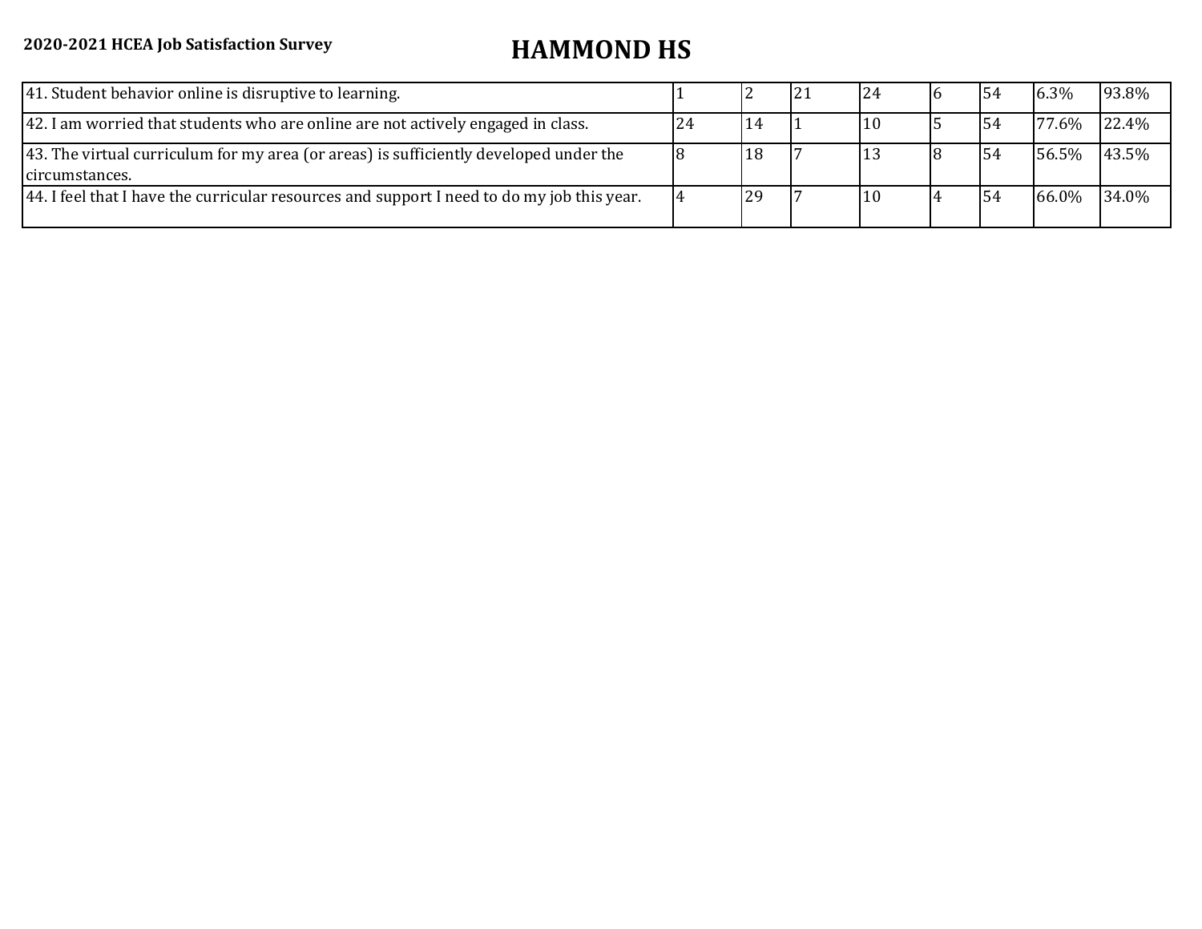**2020-2021 HCEA Job Satisfaction Survey**

# HAMMOND HS

| | | | | | | | | |
|---|---|---|---|---|---|---|---|---|
| 41. Student behavior online is disruptive to learning. | 1 | 2 | 21 | 24 | 6 | 54 | 6.3% | 93.8% |
| 42. I am worried that students who are online are not actively engaged in class. | 24 | 14 | 1 | 10 | 5 | 54 | 77.6% | 22.4% |
| 43. The virtual curriculum for my area (or areas) is sufficiently developed under the circumstances. | 8 | 18 | 7 | 13 | 8 | 54 | 56.5% | 43.5% |
| 44. I feel that I have the curricular resources and support I need to do my job this year. | 4 | 29 | 7 | 10 | 4 | 54 | 66.0% | 34.0% |